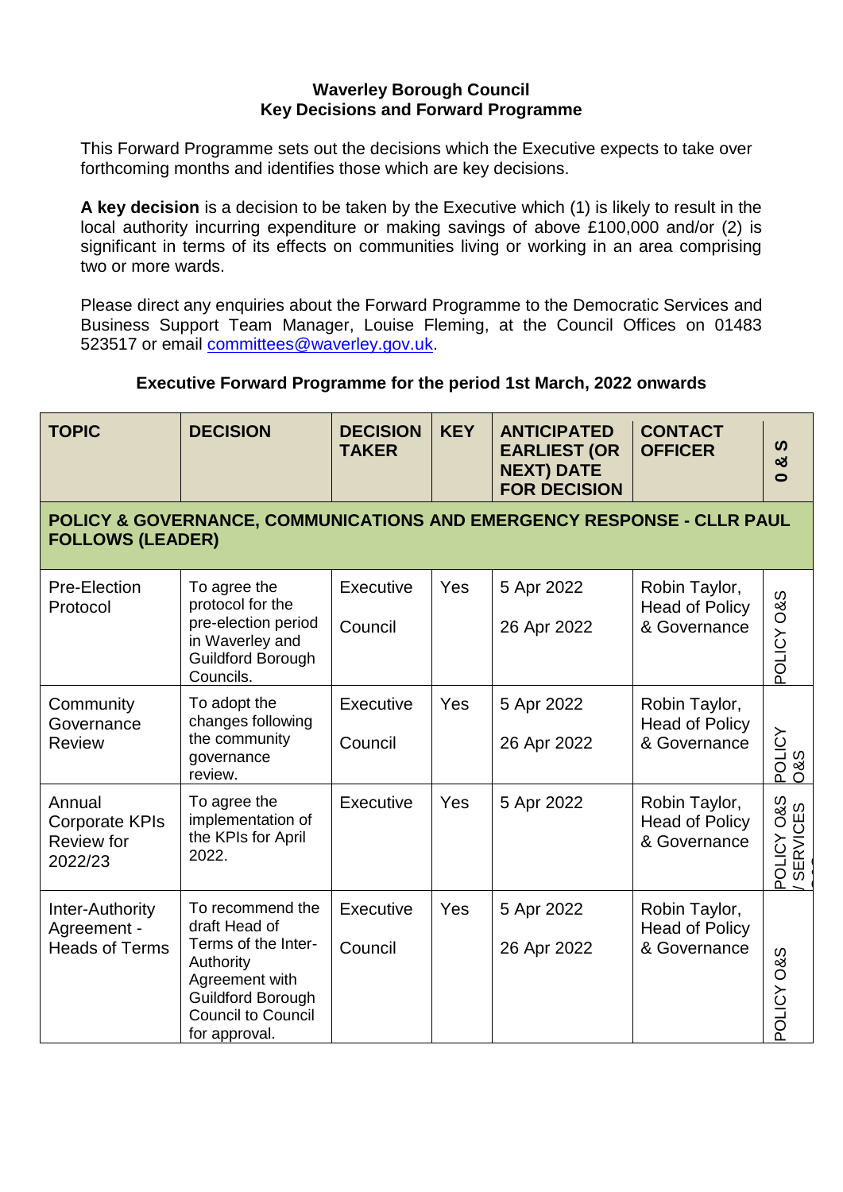**Waverley Borough Council**
**Key Decisions and Forward Programme**

This Forward Programme sets out the decisions which the Executive expects to take over forthcoming months and identifies those which are key decisions.

**A key decision** is a decision to be taken by the Executive which (1) is likely to result in the local authority incurring expenditure or making savings of above £100,000 and/or (2) is significant in terms of its effects on communities living or working in an area comprising two or more wards.

Please direct any enquiries about the Forward Programme to the Democratic Services and Business Support Team Manager, Louise Fleming, at the Council Offices on 01483 523517 or email committees@waverley.gov.uk.

**Executive Forward Programme for the period 1st March, 2022 onwards**

| TOPIC | DECISION | DECISION TAKER | KEY | ANTICIPATED EARLIEST (OR NEXT) DATE FOR DECISION | CONTACT OFFICER | O & S |
|---|---|---|---|---|---|---|
| **POLICY & GOVERNANCE, COMMUNICATIONS AND EMERGENCY RESPONSE - CLLR PAUL FOLLOWS (LEADER)** | | | | | | |
| Pre-Election Protocol | To agree the protocol for the pre-election period in Waverley and Guildford Borough Councils. | Executive<br>Council | Yes | 5 Apr 2022<br>26 Apr 2022 | Robin Taylor, Head of Policy & Governance | POLICY O&S |
| Community Governance Review | To adopt the changes following the community governance review. | Executive<br>Council | Yes | 5 Apr 2022<br>26 Apr 2022 | Robin Taylor, Head of Policy & Governance | POLICY O&S |
| Annual Corporate KPIs Review for 2022/23 | To agree the implementation of the KPIs for April 2022. | Executive | Yes | 5 Apr 2022 | Robin Taylor, Head of Policy & Governance | POLICY O&S / SERVICES |
| Inter-Authority Agreement - Heads of Terms | To recommend the draft Head of Terms of the Inter-Authority Agreement with Guildford Borough Council to Council for approval. | Executive<br>Council | Yes | 5 Apr 2022<br>26 Apr 2022 | Robin Taylor, Head of Policy & Governance | POLICY O&S |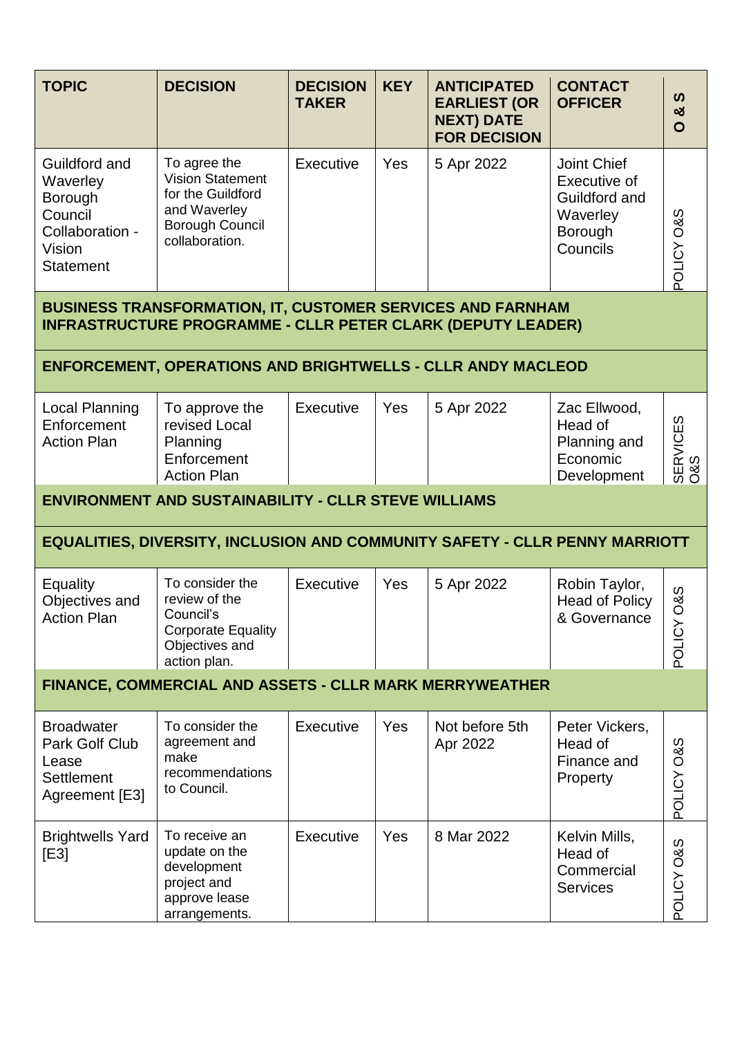| TOPIC | DECISION | DECISION TAKER | KEY | ANTICIPATED EARLIEST (OR NEXT) DATE FOR DECISION | CONTACT OFFICER | O & S |
|---|---|---|---|---|---|---|
| Guildford and Waverley Borough Council Collaboration - Vision Statement | To agree the Vision Statement for the Guildford and Waverley Borough Council collaboration. | Executive | Yes | 5 Apr 2022 | Joint Chief Executive of Guildford and Waverley Borough Councils | POLICY O&S |
| **BUSINESS TRANSFORMATION, IT, CUSTOMER SERVICES AND FARNHAM INFRASTRUCTURE PROGRAMME - CLLR PETER CLARK (DEPUTY LEADER)** | | | | | | |
| **ENFORCEMENT, OPERATIONS AND BRIGHTWELLS - CLLR ANDY MACLEOD** | | | | | | |
| Local Planning Enforcement Action Plan | To approve the revised Local Planning Enforcement Action Plan | Executive | Yes | 5 Apr 2022 | Zac Ellwood, Head of Planning and Economic Development | SERVICES O&S |
| **ENVIRONMENT AND SUSTAINABILITY - CLLR STEVE WILLIAMS** | | | | | | |
| **EQUALITIES, DIVERSITY, INCLUSION AND COMMUNITY SAFETY - CLLR PENNY MARRIOTT** | | | | | | |
| Equality Objectives and Action Plan | To consider the review of the Council's Corporate Equality Objectives and action plan. | Executive | Yes | 5 Apr 2022 | Robin Taylor, Head of Policy & Governance | POLICY O&S |
| **FINANCE, COMMERCIAL AND ASSETS - CLLR MARK MERRYWEATHER** | | | | | | |
| Broadwater Park Golf Club Lease Settlement Agreement [E3] | To consider the agreement and make recommendations to Council. | Executive | Yes | Not before 5th Apr 2022 | Peter Vickers, Head of Finance and Property | POLICY O&S |
| Brightwells Yard [E3] | To receive an update on the development project and approve lease arrangements. | Executive | Yes | 8 Mar 2022 | Kelvin Mills, Head of Commercial Services | POLICY O&S |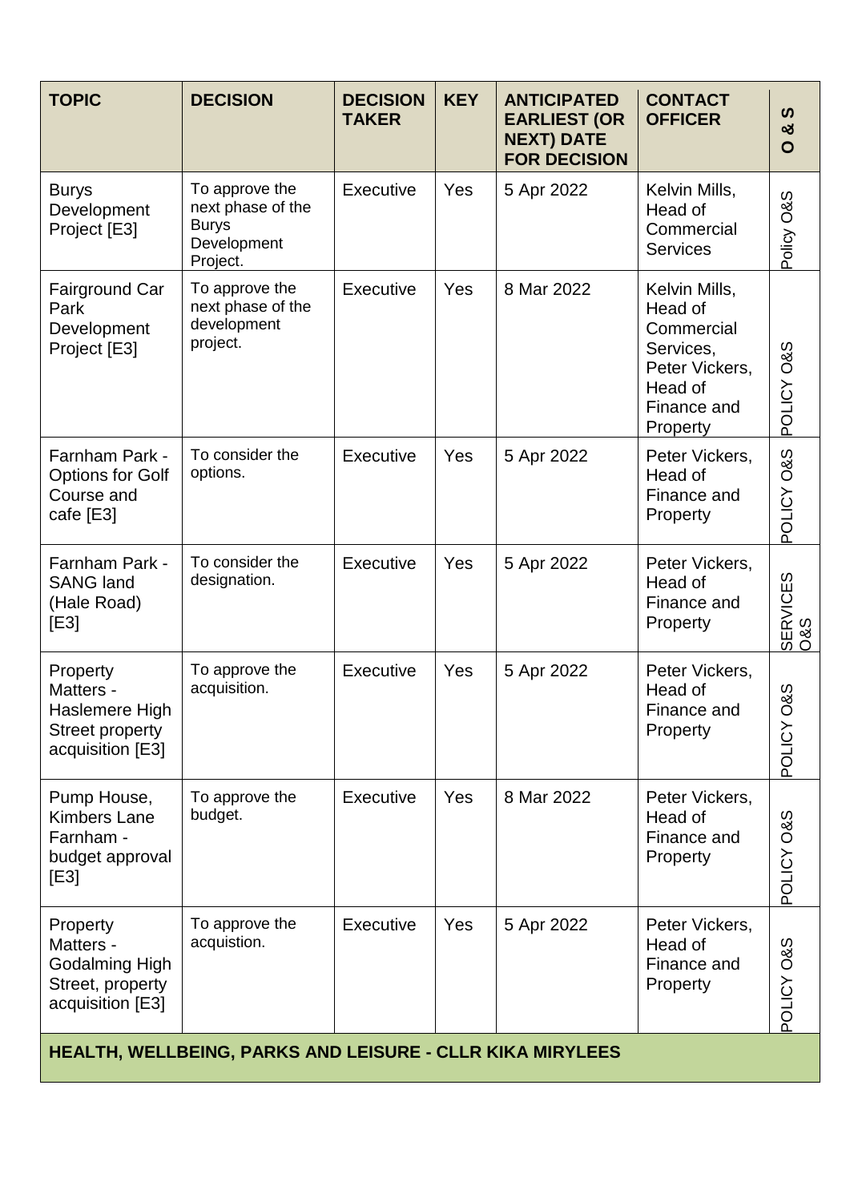| TOPIC | DECISION | DECISION TAKER | KEY | ANTICIPATED EARLIEST (OR NEXT) DATE FOR DECISION | CONTACT OFFICER | O & S |
|---|---|---|---|---|---|---|
| Burys Development Project [E3] | To approve the next phase of the Burys Development Project. | Executive | Yes | 5 Apr 2022 | Kelvin Mills, Head of Commercial Services | Policy O&S |
| Fairground Car Park Development Project [E3] | To approve the next phase of the development project. | Executive | Yes | 8 Mar 2022 | Kelvin Mills, Head of Commercial Services, Peter Vickers, Head of Finance and Property | POLICY O&S |
| Farnham Park - Options for Golf Course and cafe [E3] | To consider the options. | Executive | Yes | 5 Apr 2022 | Peter Vickers, Head of Finance and Property | POLICY O&S |
| Farnham Park - SANG land (Hale Road) [E3] | To consider the designation. | Executive | Yes | 5 Apr 2022 | Peter Vickers, Head of Finance and Property | SERVICES O&S |
| Property Matters - Haslemere High Street property acquisition [E3] | To approve the acquisition. | Executive | Yes | 5 Apr 2022 | Peter Vickers, Head of Finance and Property | POLICY O&S |
| Pump House, Kimbers Lane Farnham - budget approval [E3] | To approve the budget. | Executive | Yes | 8 Mar 2022 | Peter Vickers, Head of Finance and Property | POLICY O&S |
| Property Matters - Godalming High Street, property acquisition [E3] | To approve the acquistion. | Executive | Yes | 5 Apr 2022 | Peter Vickers, Head of Finance and Property | POLICY O&S |
| **HEALTH, WELLBEING, PARKS AND LEISURE - CLLR KIKA MIRYLEES** | | | | | | |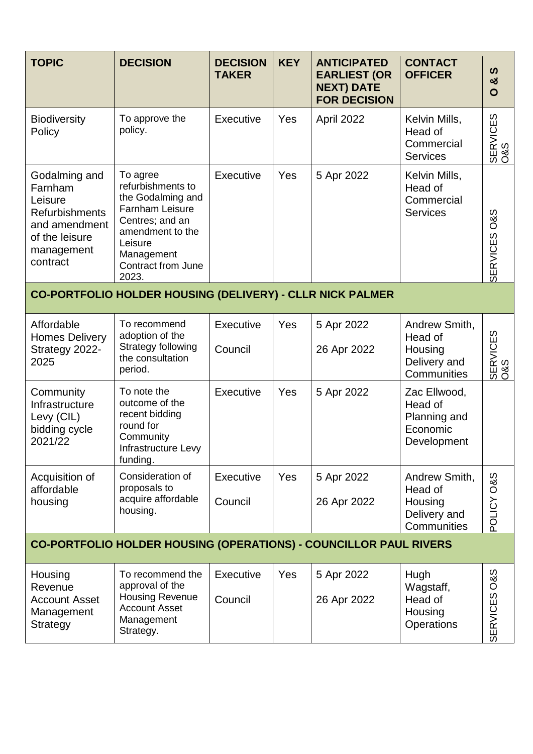| TOPIC | DECISION | DECISION TAKER | KEY | ANTICIPATED EARLIEST (OR NEXT) DATE FOR DECISION | CONTACT OFFICER | O & S |
|---|---|---|---|---|---|---|
| Biodiversity Policy | To approve the policy. | Executive | Yes | April 2022 | Kelvin Mills, Head of Commercial Services | SERVICES O&S |
| Godalming and Farnham Leisure Refurbishments and amendment of the leisure management contract | To agree refurbishments to the Godalming and Farnham Leisure Centres; and an amendment to the Leisure Management Contract from June 2023. | Executive | Yes | 5 Apr 2022 | Kelvin Mills, Head of Commercial Services | SERVICES O&S |
| **CO-PORTFOLIO HOLDER HOUSING (DELIVERY) - CLLR NICK PALMER** | | | | | | |
| Affordable Homes Delivery Strategy 2022-2025 | To recommend adoption of the Strategy following the consultation period. | Executive<br><br>Council | Yes | 5 Apr 2022<br><br>26 Apr 2022 | Andrew Smith, Head of Housing Delivery and Communities | SERVICES O&S |
| Community Infrastructure Levy (CIL) bidding cycle 2021/22 | To note the outcome of the recent bidding round for Community Infrastructure Levy funding. | Executive | Yes | 5 Apr 2022 | Zac Ellwood, Head of Planning and Economic Development | |
| Acquisition of affordable housing | Consideration of proposals to acquire affordable housing. | Executive<br><br>Council | Yes | 5 Apr 2022<br><br>26 Apr 2022 | Andrew Smith, Head of Housing Delivery and Communities | POLICY O&S |
| **CO-PORTFOLIO HOLDER HOUSING (OPERATIONS) - COUNCILLOR PAUL RIVERS** | | | | | | |
| Housing Revenue Account Asset Management Strategy | To recommend the approval of the Housing Revenue Account Asset Management Strategy. | Executive<br><br>Council | Yes | 5 Apr 2022<br><br>26 Apr 2022 | Hugh Wagstaff, Head of Housing Operations | SERVICES O&S |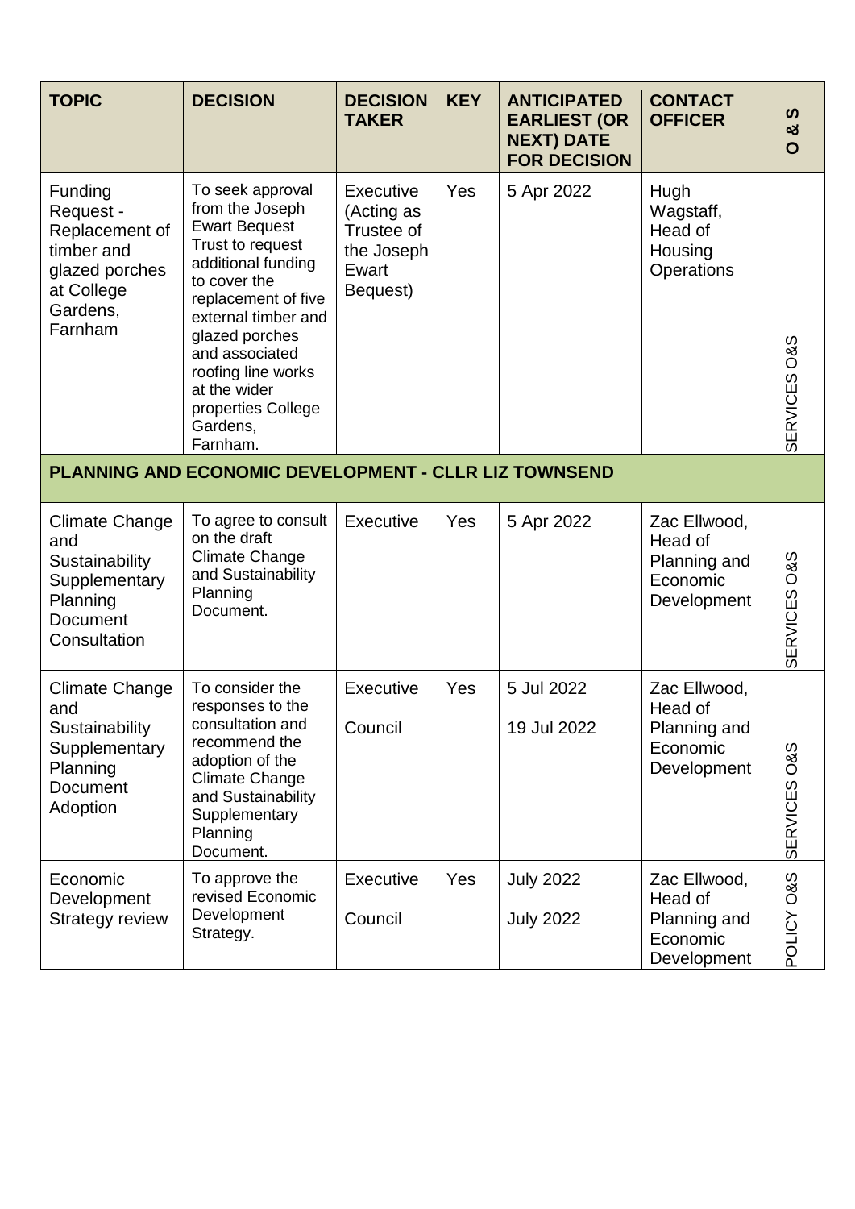| TOPIC | DECISION | DECISION TAKER | KEY | ANTICIPATED EARLIEST (OR NEXT) DATE FOR DECISION | CONTACT OFFICER | O & S |
|---|---|---|---|---|---|---|
| Funding Request - Replacement of timber and glazed porches at College Gardens, Farnham | To seek approval from the Joseph Ewart Bequest Trust to request additional funding to cover the replacement of five external timber and glazed porches and associated roofing line works at the wider properties College Gardens, Farnham. | Executive (Acting as Trustee of the Joseph Ewart Bequest) | Yes | 5 Apr 2022 | Hugh Wagstaff, Head of Housing Operations | SERVICES O&S |
| **PLANNING AND ECONOMIC DEVELOPMENT - CLLR LIZ TOWNSEND** | | | | | | |
| Climate Change and Sustainability Supplementary Planning Document Consultation | To agree to consult on the draft Climate Change and Sustainability Supplementary Planning Document. | Executive | Yes | 5 Apr 2022 | Zac Ellwood, Head of Planning and Economic Development | SERVICES O&S |
| Climate Change and Sustainability Supplementary Planning Document Adoption | To consider the responses to the consultation and recommend the adoption of the Climate Change and Sustainability Supplementary Planning Document. | Executive<br><br>Council | Yes | 5 Jul 2022<br><br>19 Jul 2022 | Zac Ellwood, Head of Planning and Economic Development | SERVICES O&S |
| Economic Development Strategy review | To approve the revised Economic Development Strategy. | Executive<br><br>Council | Yes | July 2022<br><br>July 2022 | Zac Ellwood, Head of Planning and Economic Development | POLICY O&S |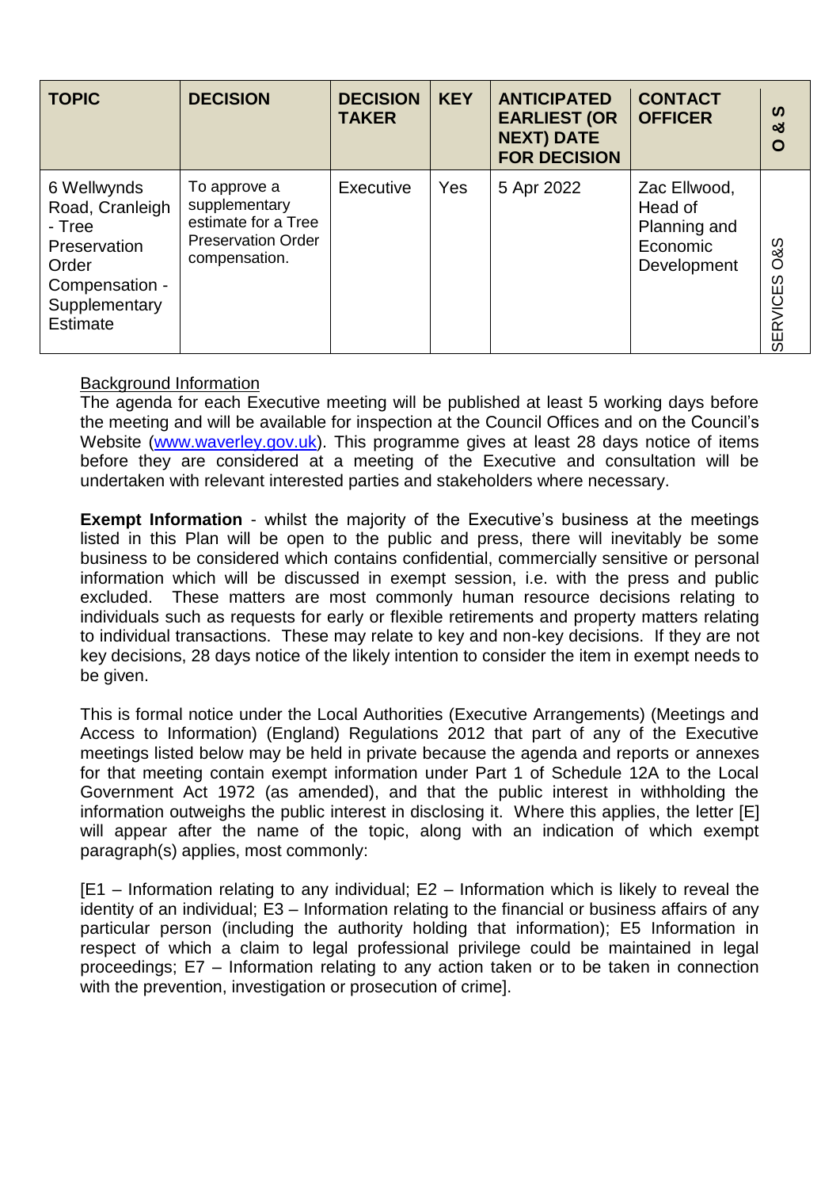| TOPIC | DECISION | DECISION TAKER | KEY | ANTICIPATED EARLIEST (OR NEXT) DATE FOR DECISION | CONTACT OFFICER | O & S |
|---|---|---|---|---|---|---|
| 6 Wellwynds Road, Cranleigh - Tree Preservation Order Compensation - Supplementary Estimate | To approve a supplementary estimate for a Tree Preservation Order compensation. | Executive | Yes | 5 Apr 2022 | Zac Ellwood, Head of Planning and Economic Development | SERVICES O&S |

<u>Background Information</u>
The agenda for each Executive meeting will be published at least 5 working days before the meeting and will be available for inspection at the Council Offices and on the Council's Website (www.waverley.gov.uk). This programme gives at least 28 days notice of items before they are considered at a meeting of the Executive and consultation will be undertaken with relevant interested parties and stakeholders where necessary.

**Exempt Information** - whilst the majority of the Executive's business at the meetings listed in this Plan will be open to the public and press, there will inevitably be some business to be considered which contains confidential, commercially sensitive or personal information which will be discussed in exempt session, i.e. with the press and public excluded. These matters are most commonly human resource decisions relating to individuals such as requests for early or flexible retirements and property matters relating to individual transactions. These may relate to key and non-key decisions. If they are not key decisions, 28 days notice of the likely intention to consider the item in exempt needs to be given.

This is formal notice under the Local Authorities (Executive Arrangements) (Meetings and Access to Information) (England) Regulations 2012 that part of any of the Executive meetings listed below may be held in private because the agenda and reports or annexes for that meeting contain exempt information under Part 1 of Schedule 12A to the Local Government Act 1972 (as amended), and that the public interest in withholding the information outweighs the public interest in disclosing it. Where this applies, the letter [E] will appear after the name of the topic, along with an indication of which exempt paragraph(s) applies, most commonly:

[E1 – Information relating to any individual; E2 – Information which is likely to reveal the identity of an individual; E3 – Information relating to the financial or business affairs of any particular person (including the authority holding that information); E5 Information in respect of which a claim to legal professional privilege could be maintained in legal proceedings; E7 – Information relating to any action taken or to be taken in connection with the prevention, investigation or prosecution of crime].